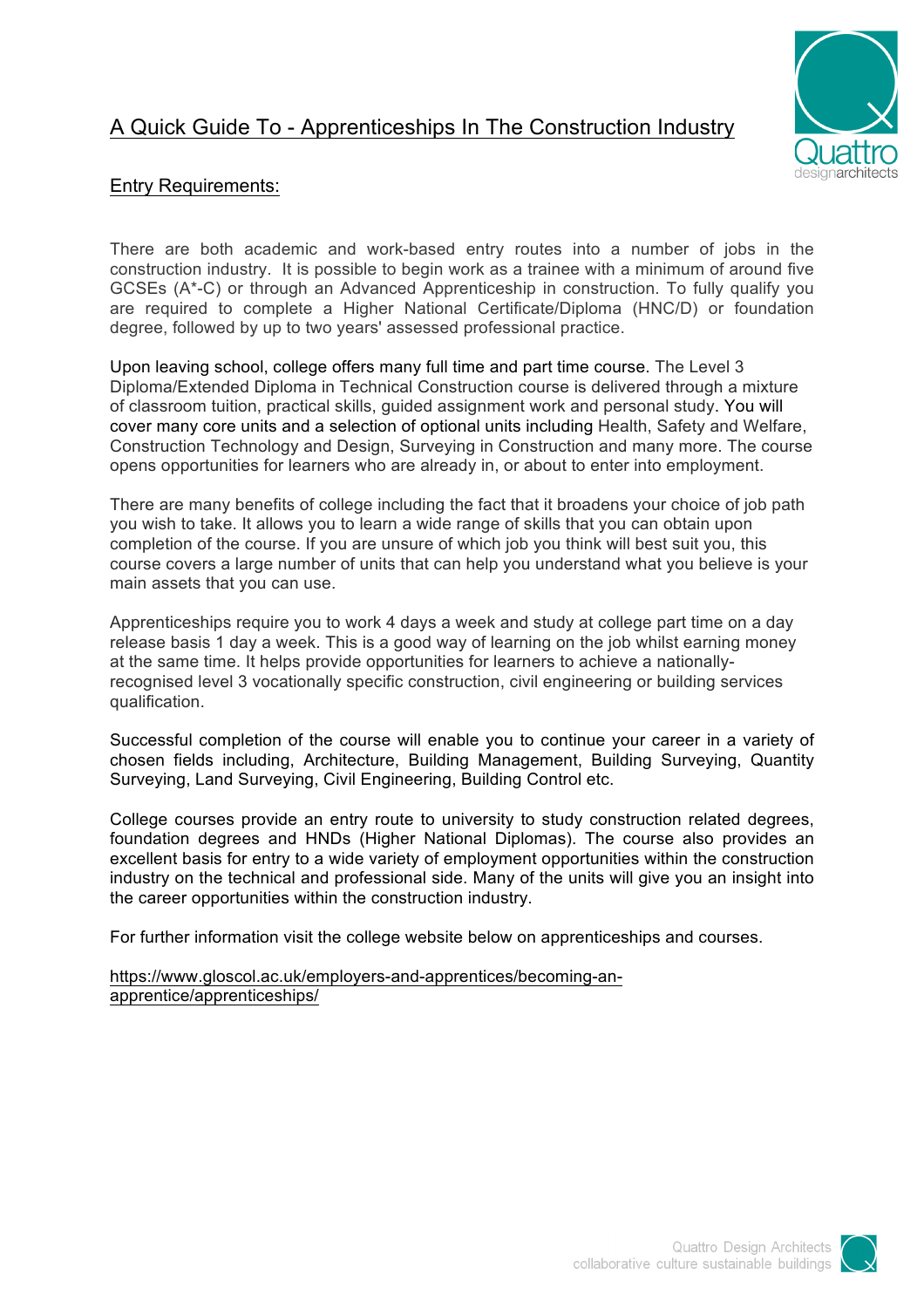# A Quick Guide To - Apprenticeships In The Construction Industry

## Entry Requirements:

There are both academic and work-based entry routes into a number of jobs in the construction industry. It is possible to begin work as a trainee with a minimum of around five GCSEs (A*-C) or through an Advanced Apprenticeship in construction. To fully qualify you are required to complete a Higher National Certificate/Diploma (HNC/D) or foundation degree, followed by up to two years' assessed professional practice.

Upon leaving school, college offers many full time and part time course. The Level 3 Diploma/Extended Diploma in Technical Construction course is delivered through a mixture of classroom tuition, practical skills, guided assignment work and personal study. You will cover many core units and a selection of optional units including Health, Safety and Welfare, Construction Technology and Design, Surveying in Construction and many more. The course opens opportunities for learners who are already in, or about to enter into employment.

There are many benefits of college including the fact that it broadens your choice of job path you wish to take. It allows you to learn a wide range of skills that you can obtain upon completion of the course. If you are unsure of which job you think will best suit you, this course covers a large number of units that can help you understand what you believe is your main assets that you can use.

Apprenticeships require you to work 4 days a week and study at college part time on a day release basis 1 day a week. This is a good way of learning on the job whilst earning money at the same time. It helps provide opportunities for learners to achieve a nationally-recognised level 3 vocationally specific construction, civil engineering or building services qualification.

Successful completion of the course will enable you to continue your career in a variety of chosen fields including, Architecture, Building Management, Building Surveying, Quantity Surveying, Land Surveying, Civil Engineering, Building Control etc.

College courses provide an entry route to university to study construction related degrees, foundation degrees and HNDs (Higher National Diplomas). The course also provides an excellent basis for entry to a wide variety of employment opportunities within the construction industry on the technical and professional side. Many of the units will give you an insight into the career opportunities within the construction industry.

For further information visit the college website below on apprenticeships and courses.

https://www.gloscol.ac.uk/employers-and-apprentices/becoming-an-apprentice/apprenticeships/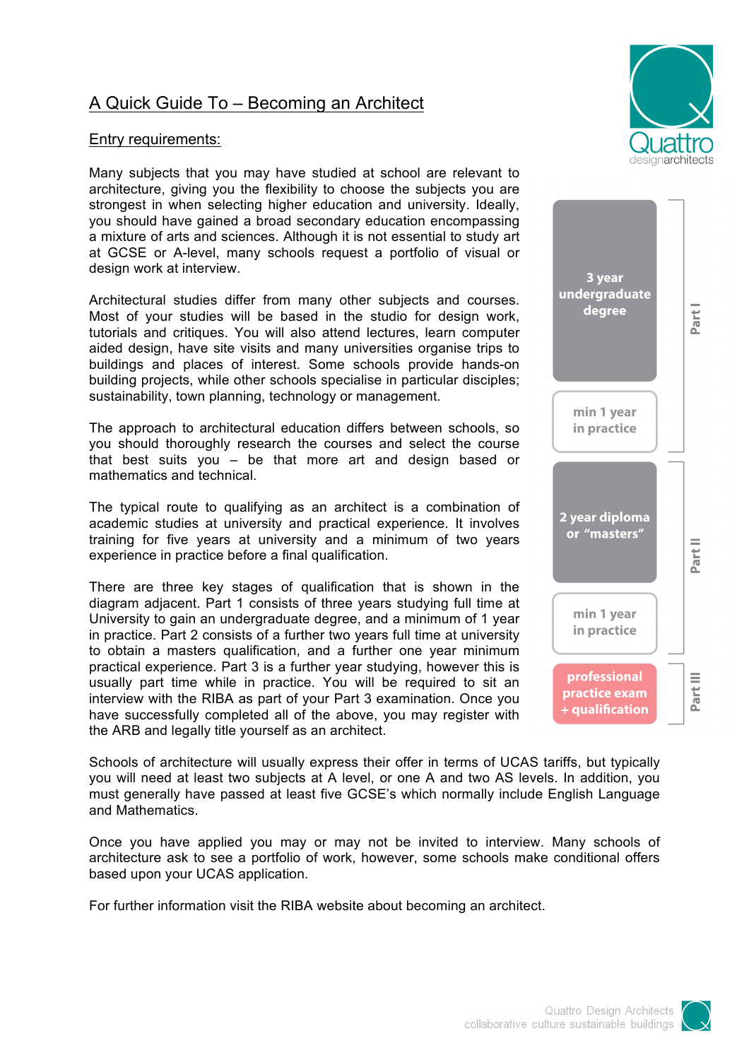# A Quick Guide To – Becoming an Architect

## Entry requirements:

Many subjects that you may have studied at school are relevant to architecture, giving you the flexibility to choose the subjects you are strongest in when selecting higher education and university. Ideally, you should have gained a broad secondary education encompassing a mixture of arts and sciences. Although it is not essential to study art at GCSE or A-level, many schools request a portfolio of visual or design work at interview.

Architectural studies differ from many other subjects and courses. Most of your studies will be based in the studio for design work, tutorials and critiques. You will also attend lectures, learn computer aided design, have site visits and many universities organise trips to buildings and places of interest. Some schools provide hands-on building projects, while other schools specialise in particular disciples; sustainability, town planning, technology or management.

The approach to architectural education differs between schools, so you should thoroughly research the courses and select the course that best suits you – be that more art and design based or mathematics and technical.

The typical route to qualifying as an architect is a combination of academic studies at university and practical experience. It involves training for five years at university and a minimum of two years experience in practice before a final qualification.

There are three key stages of qualification that is shown in the diagram adjacent. Part 1 consists of three years studying full time at University to gain an undergraduate degree, and a minimum of 1 year in practice. Part 2 consists of a further two years full time at university to obtain a masters qualification, and a further one year minimum practical experience. Part 3 is a further year studying, however this is usually part time while in practice. You will be required to sit an interview with the RIBA as part of your Part 3 examination. Once you have successfully completed all of the above, you may register with the ARB and legally title yourself as an architect.

Part I
3 year undergraduate degree
min 1 year in practice

Part II
2 year diploma or "masters"
min 1 year in practice

Part III
professional practice exam + qualification

Schools of architecture will usually express their offer in terms of UCAS tariffs, but typically you will need at least two subjects at A level, or one A and two AS levels. In addition, you must generally have passed at least five GCSE's which normally include English Language and Mathematics.

Once you have applied you may or may not be invited to interview. Many schools of architecture ask to see a portfolio of work, however, some schools make conditional offers based upon your UCAS application.

For further information visit the RIBA website about becoming an architect.